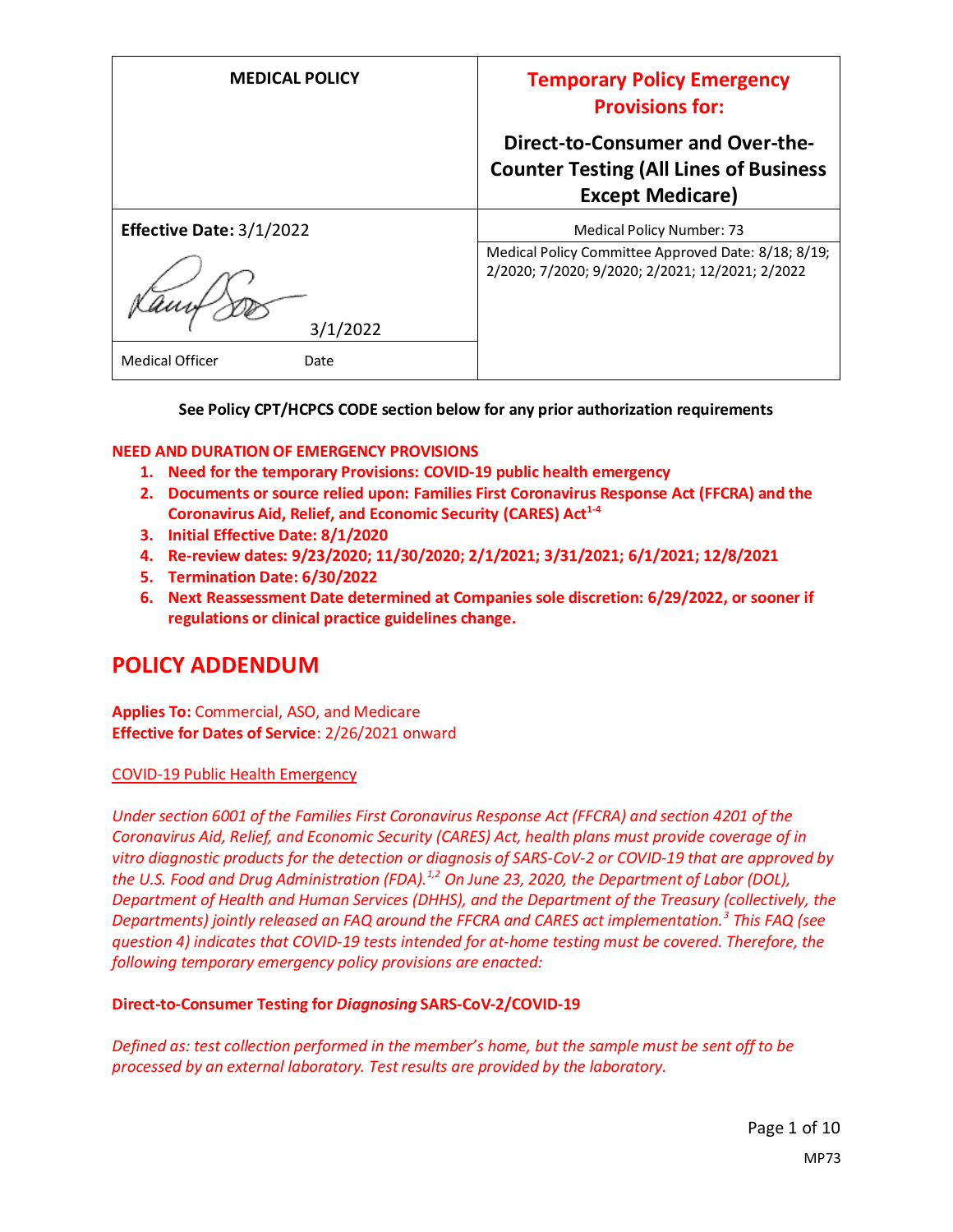| MEDICAL POLICY | Temporary Policy Emergency Provisions for: Direct-to-Consumer and Over-the-Counter Testing (All Lines of Business Except Medicare) |
| --- | --- |
| **Effective Date:** 3/1/2022 | Medical Policy Number: 73 |
| 3/1/2022 | Medical Policy Committee Approved Date: 8/18; 8/19; 2/2020; 7/2020; 9/2020; 2/2021; 12/2021; 2/2022 |
| Medical Officer Date | |

**See Policy CPT/HCPCS CODE section below for any prior authorization requirements**

**NEED AND DURATION OF EMERGENCY PROVISIONS**

1. **Need for the temporary Provisions: COVID-19 public health emergency**
2. **Documents or source relied upon: Families First Coronavirus Response Act (FFCRA) and the Coronavirus Aid, Relief, and Economic Security (CARES) Act[1-4]**
3. **Initial Effective Date: 8/1/2020**
4. **Re-review dates: 9/23/2020; 11/30/2020; 2/1/2021; 3/31/2021; 6/1/2021; 12/8/2021**
5. **Termination Date: 6/30/2022**
6. **Next Reassessment Date determined at Companies sole discretion: 6/29/2022, or sooner if regulations or clinical practice guidelines change.**

# POLICY ADDENDUM

**Applies To:** Commercial, ASO, and Medicare
**Effective for Dates of Service**: 2/26/2021 onward

COVID-19 Public Health Emergency

*Under section 6001 of the Families First Coronavirus Response Act (FFCRA) and section 4201 of the Coronavirus Aid, Relief, and Economic Security (CARES) Act, health plans must provide coverage of in vitro diagnostic products for the detection or diagnosis of SARS-CoV-2 or COVID-19 that are approved by the U.S. Food and Drug Administration (FDA).[1,2] On June 23, 2020, the Department of Labor (DOL), Department of Health and Human Services (DHHS), and the Department of the Treasury (collectively, the Departments) jointly released an FAQ around the FFCRA and CARES act implementation.[3] This FAQ (see question 4) indicates that COVID-19 tests intended for at-home testing must be covered. Therefore, the following temporary emergency policy provisions are enacted:*

**Direct-to-Consumer Testing for *Diagnosing* SARS-CoV-2/COVID-19**

*Defined as: test collection performed in the member's home, but the sample must be sent off to be processed by an external laboratory. Test results are provided by the laboratory.*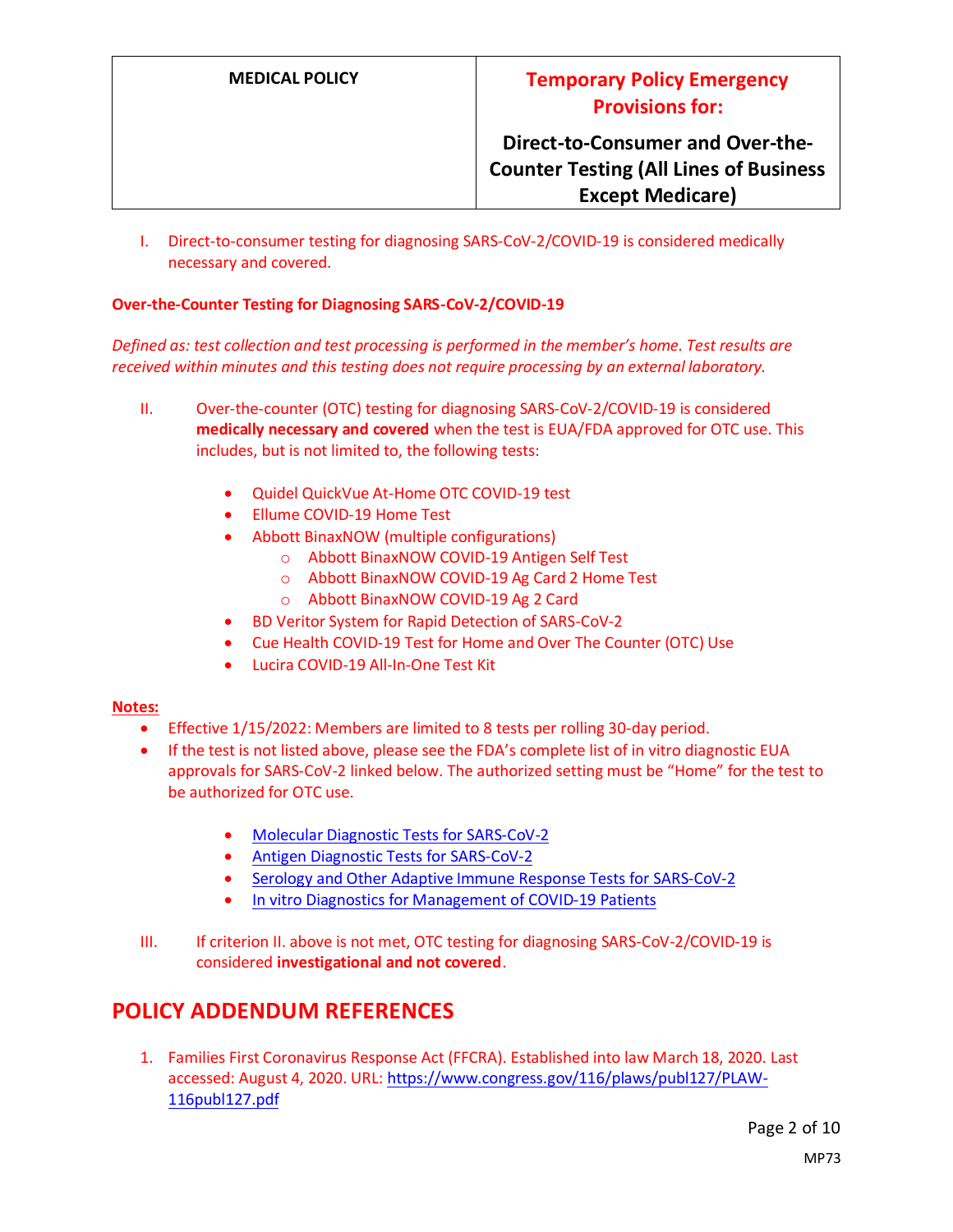| MEDICAL POLICY | Temporary Policy Emergency Provisions for: Direct-to-Consumer and Over-the-Counter Testing (All Lines of Business Except Medicare) |
|---|---|

I. Direct-to-consumer testing for diagnosing SARS-CoV-2/COVID-19 is considered medically necessary and covered.

**Over-the-Counter Testing for Diagnosing SARS-CoV-2/COVID-19**

*Defined as: test collection and test processing is performed in the member's home. Test results are received within minutes and this testing does not require processing by an external laboratory.*

II. Over-the-counter (OTC) testing for diagnosing SARS-CoV-2/COVID-19 is considered **medically necessary and covered** when the test is EUA/FDA approved for OTC use. This includes, but is not limited to, the following tests:

- Quidel QuickVue At-Home OTC COVID-19 test
- Ellume COVID-19 Home Test
- Abbott BinaxNOW (multiple configurations)
  - Abbott BinaxNOW COVID-19 Antigen Self Test
  - Abbott BinaxNOW COVID-19 Ag Card 2 Home Test
  - Abbott BinaxNOW COVID-19 Ag 2 Card
- BD Veritor System for Rapid Detection of SARS-CoV-2
- Cue Health COVID-19 Test for Home and Over The Counter (OTC) Use
- Lucira COVID-19 All-In-One Test Kit

**Notes:**

- Effective 1/15/2022: Members are limited to 8 tests per rolling 30-day period.
- If the test is not listed above, please see the FDA's complete list of in vitro diagnostic EUA approvals for SARS-CoV-2 linked below. The authorized setting must be "Home" for the test to be authorized for OTC use.
  - Molecular Diagnostic Tests for SARS-CoV-2
  - Antigen Diagnostic Tests for SARS-CoV-2
  - Serology and Other Adaptive Immune Response Tests for SARS-CoV-2
  - In vitro Diagnostics for Management of COVID-19 Patients

III. If criterion II. above is not met, OTC testing for diagnosing SARS-CoV-2/COVID-19 is considered **investigational and not covered**.

## POLICY ADDENDUM REFERENCES

1. Families First Coronavirus Response Act (FFCRA). Established into law March 18, 2020. Last accessed: August 4, 2020. URL: https://www.congress.gov/116/plaws/publ127/PLAW-116publ127.pdf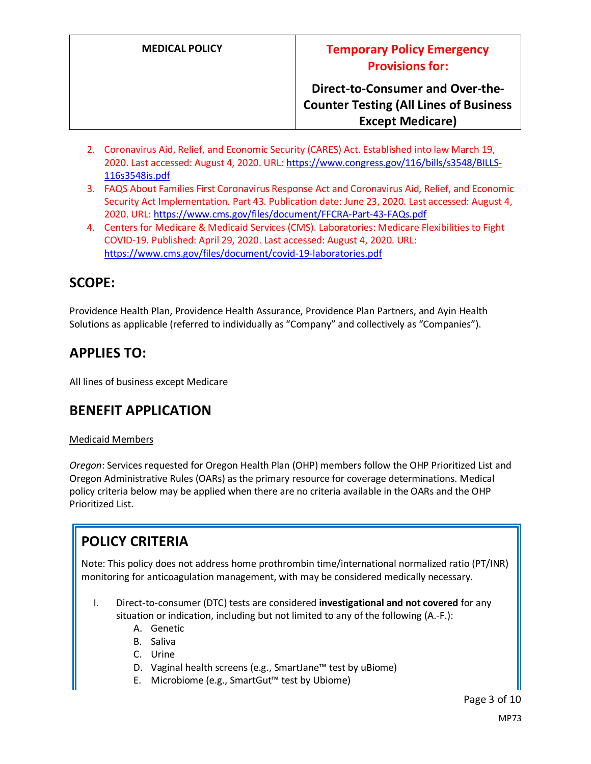2. Coronavirus Aid, Relief, and Economic Security (CARES) Act. Established into law March 19, 2020. Last accessed: August 4, 2020. URL: https://www.congress.gov/116/bills/s3548/BILLS-116s3548is.pdf
3. FAQS About Families First Coronavirus Response Act and Coronavirus Aid, Relief, and Economic Security Act Implementation. Part 43. Publication date: June 23, 2020. Last accessed: August 4, 2020. URL: https://www.cms.gov/files/document/FFCRA-Part-43-FAQs.pdf
4. Centers for Medicare & Medicaid Services (CMS). Laboratories: Medicare Flexibilities to Fight COVID-19. Published: April 29, 2020. Last accessed: August 4, 2020. URL: https://www.cms.gov/files/document/covid-19-laboratories.pdf

## SCOPE:

Providence Health Plan, Providence Health Assurance, Providence Plan Partners, and Ayin Health Solutions as applicable (referred to individually as "Company" and collectively as "Companies").

## APPLIES TO:

All lines of business except Medicare

## BENEFIT APPLICATION

Medicaid Members

*Oregon*: Services requested for Oregon Health Plan (OHP) members follow the OHP Prioritized List and Oregon Administrative Rules (OARs) as the primary resource for coverage determinations. Medical policy criteria below may be applied when there are no criteria available in the OARs and the OHP Prioritized List.

## POLICY CRITERIA

Note: This policy does not address home prothrombin time/international normalized ratio (PT/INR) monitoring for anticoagulation management, with may be considered medically necessary.

I. Direct-to-consumer (DTC) tests are considered **investigational and not covered** for any situation or indication, including but not limited to any of the following (A.-F.):
   A. Genetic
   B. Saliva
   C. Urine
   D. Vaginal health screens (e.g., SmartJane™ test by uBiome)
   E. Microbiome (e.g., SmartGut™ test by Ubiome)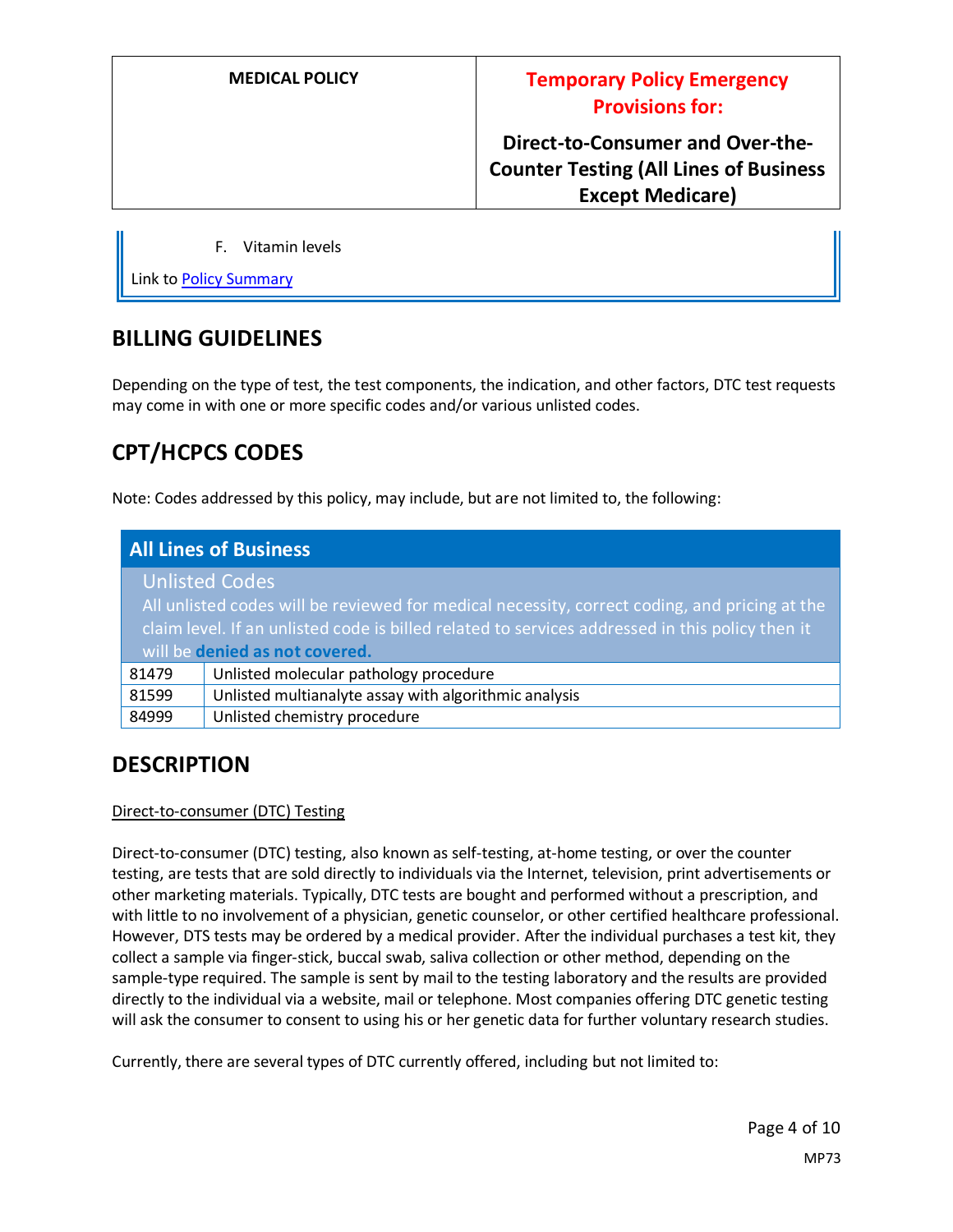F. Vitamin levels

Link to Policy Summary

## BILLING GUIDELINES

Depending on the type of test, the test components, the indication, and other factors, DTC test requests may come in with one or more specific codes and/or various unlisted codes.

## CPT/HCPCS CODES

Note: Codes addressed by this policy, may include, but are not limited to, the following:

| All Lines of Business | |
|---|---|
| **Unlisted Codes**<br>All unlisted codes will be reviewed for medical necessity, correct coding, and pricing at the claim level. If an unlisted code is billed related to services addressed in this policy then it will be **denied as not covered.** | |
| 81479 | Unlisted molecular pathology procedure |
| 81599 | Unlisted multianalyte assay with algorithmic analysis |
| 84999 | Unlisted chemistry procedure |

## DESCRIPTION

Direct-to-consumer (DTC) Testing

Direct-to-consumer (DTC) testing, also known as self-testing, at-home testing, or over the counter testing, are tests that are sold directly to individuals via the Internet, television, print advertisements or other marketing materials. Typically, DTC tests are bought and performed without a prescription, and with little to no involvement of a physician, genetic counselor, or other certified healthcare professional. However, DTS tests may be ordered by a medical provider. After the individual purchases a test kit, they collect a sample via finger-stick, buccal swab, saliva collection or other method, depending on the sample-type required. The sample is sent by mail to the testing laboratory and the results are provided directly to the individual via a website, mail or telephone. Most companies offering DTC genetic testing will ask the consumer to consent to using his or her genetic data for further voluntary research studies.

Currently, there are several types of DTC currently offered, including but not limited to: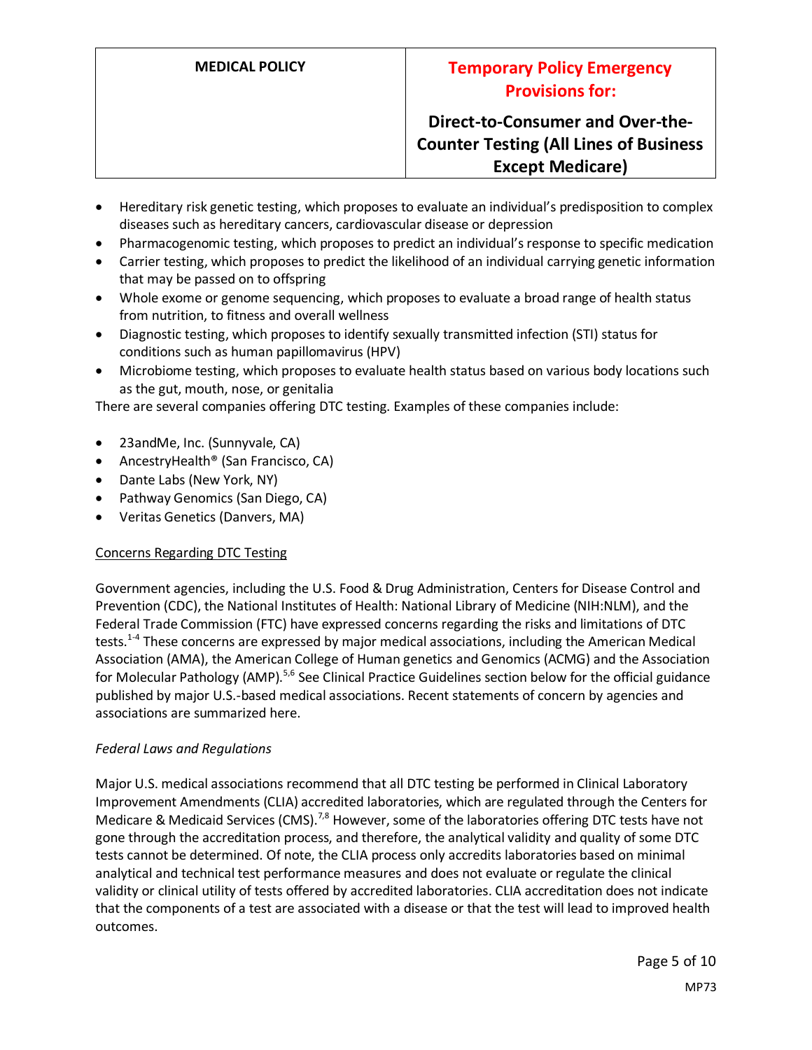- Hereditary risk genetic testing, which proposes to evaluate an individual's predisposition to complex diseases such as hereditary cancers, cardiovascular disease or depression
- Pharmacogenomic testing, which proposes to predict an individual's response to specific medication
- Carrier testing, which proposes to predict the likelihood of an individual carrying genetic information that may be passed on to offspring
- Whole exome or genome sequencing, which proposes to evaluate a broad range of health status from nutrition, to fitness and overall wellness
- Diagnostic testing, which proposes to identify sexually transmitted infection (STI) status for conditions such as human papillomavirus (HPV)
- Microbiome testing, which proposes to evaluate health status based on various body locations such as the gut, mouth, nose, or genitalia

There are several companies offering DTC testing. Examples of these companies include:

- 23andMe, Inc. (Sunnyvale, CA)
- AncestryHealth® (San Francisco, CA)
- Dante Labs (New York, NY)
- Pathway Genomics (San Diego, CA)
- Veritas Genetics (Danvers, MA)

<u>Concerns Regarding DTC Testing</u>

Government agencies, including the U.S. Food & Drug Administration, Centers for Disease Control and Prevention (CDC), the National Institutes of Health: National Library of Medicine (NIH:NLM), and the Federal Trade Commission (FTC) have expressed concerns regarding the risks and limitations of DTC tests.[1-4] These concerns are expressed by major medical associations, including the American Medical Association (AMA), the American College of Human genetics and Genomics (ACMG) and the Association for Molecular Pathology (AMP).[5,6] See Clinical Practice Guidelines section below for the official guidance published by major U.S.-based medical associations. Recent statements of concern by agencies and associations are summarized here.

*Federal Laws and Regulations*

Major U.S. medical associations recommend that all DTC testing be performed in Clinical Laboratory Improvement Amendments (CLIA) accredited laboratories, which are regulated through the Centers for Medicare & Medicaid Services (CMS).[7,8] However, some of the laboratories offering DTC tests have not gone through the accreditation process, and therefore, the analytical validity and quality of some DTC tests cannot be determined. Of note, the CLIA process only accredits laboratories based on minimal analytical and technical test performance measures and does not evaluate or regulate the clinical validity or clinical utility of tests offered by accredited laboratories. CLIA accreditation does not indicate that the components of a test are associated with a disease or that the test will lead to improved health outcomes.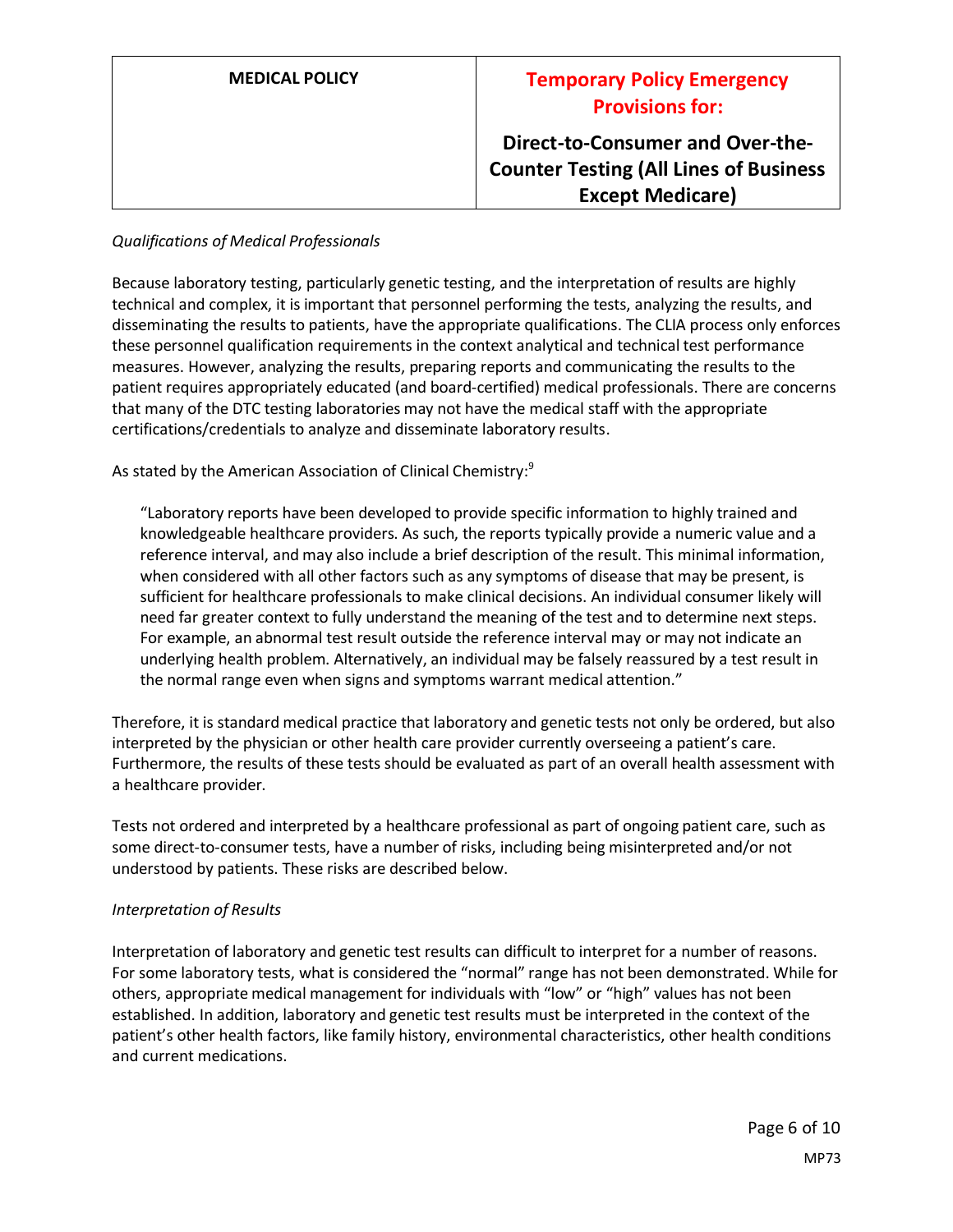*Qualifications of Medical Professionals*

Because laboratory testing, particularly genetic testing, and the interpretation of results are highly technical and complex, it is important that personnel performing the tests, analyzing the results, and disseminating the results to patients, have the appropriate qualifications. The CLIA process only enforces these personnel qualification requirements in the context analytical and technical test performance measures. However, analyzing the results, preparing reports and communicating the results to the patient requires appropriately educated (and board-certified) medical professionals. There are concerns that many of the DTC testing laboratories may not have the medical staff with the appropriate certifications/credentials to analyze and disseminate laboratory results.

As stated by the American Association of Clinical Chemistry:[9]

> "Laboratory reports have been developed to provide specific information to highly trained and knowledgeable healthcare providers. As such, the reports typically provide a numeric value and a reference interval, and may also include a brief description of the result. This minimal information, when considered with all other factors such as any symptoms of disease that may be present, is sufficient for healthcare professionals to make clinical decisions. An individual consumer likely will need far greater context to fully understand the meaning of the test and to determine next steps. For example, an abnormal test result outside the reference interval may or may not indicate an underlying health problem. Alternatively, an individual may be falsely reassured by a test result in the normal range even when signs and symptoms warrant medical attention."

Therefore, it is standard medical practice that laboratory and genetic tests not only be ordered, but also interpreted by the physician or other health care provider currently overseeing a patient's care. Furthermore, the results of these tests should be evaluated as part of an overall health assessment with a healthcare provider.

Tests not ordered and interpreted by a healthcare professional as part of ongoing patient care, such as some direct-to-consumer tests, have a number of risks, including being misinterpreted and/or not understood by patients. These risks are described below.

*Interpretation of Results*

Interpretation of laboratory and genetic test results can difficult to interpret for a number of reasons. For some laboratory tests, what is considered the "normal" range has not been demonstrated. While for others, appropriate medical management for individuals with "low" or "high" values has not been established. In addition, laboratory and genetic test results must be interpreted in the context of the patient's other health factors, like family history, environmental characteristics, other health conditions and current medications.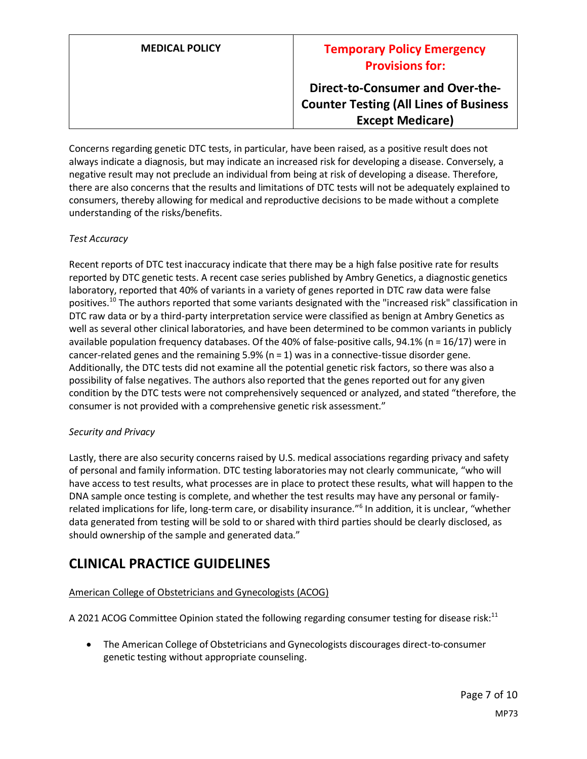Concerns regarding genetic DTC tests, in particular, have been raised, as a positive result does not always indicate a diagnosis, but may indicate an increased risk for developing a disease. Conversely, a negative result may not preclude an individual from being at risk of developing a disease. Therefore, there are also concerns that the results and limitations of DTC tests will not be adequately explained to consumers, thereby allowing for medical and reproductive decisions to be made without a complete understanding of the risks/benefits.

*Test Accuracy*

Recent reports of DTC test inaccuracy indicate that there may be a high false positive rate for results reported by DTC genetic tests. A recent case series published by Ambry Genetics, a diagnostic genetics laboratory, reported that 40% of variants in a variety of genes reported in DTC raw data were false positives.[10] The authors reported that some variants designated with the "increased risk" classification in DTC raw data or by a third-party interpretation service were classified as benign at Ambry Genetics as well as several other clinical laboratories, and have been determined to be common variants in publicly available population frequency databases. Of the 40% of false-positive calls, 94.1% (n = 16/17) were in cancer-related genes and the remaining 5.9% (n = 1) was in a connective-tissue disorder gene. Additionally, the DTC tests did not examine all the potential genetic risk factors, so there was also a possibility of false negatives. The authors also reported that the genes reported out for any given condition by the DTC tests were not comprehensively sequenced or analyzed, and stated "therefore, the consumer is not provided with a comprehensive genetic risk assessment."

*Security and Privacy*

Lastly, there are also security concerns raised by U.S. medical associations regarding privacy and safety of personal and family information. DTC testing laboratories may not clearly communicate, "who will have access to test results, what processes are in place to protect these results, what will happen to the DNA sample once testing is complete, and whether the test results may have any personal or family-related implications for life, long-term care, or disability insurance."[6] In addition, it is unclear, "whether data generated from testing will be sold to or shared with third parties should be clearly disclosed, as should ownership of the sample and generated data."

# CLINICAL PRACTICE GUIDELINES

American College of Obstetricians and Gynecologists (ACOG)

A 2021 ACOG Committee Opinion stated the following regarding consumer testing for disease risk:[11]

- The American College of Obstetricians and Gynecologists discourages direct-to-consumer genetic testing without appropriate counseling.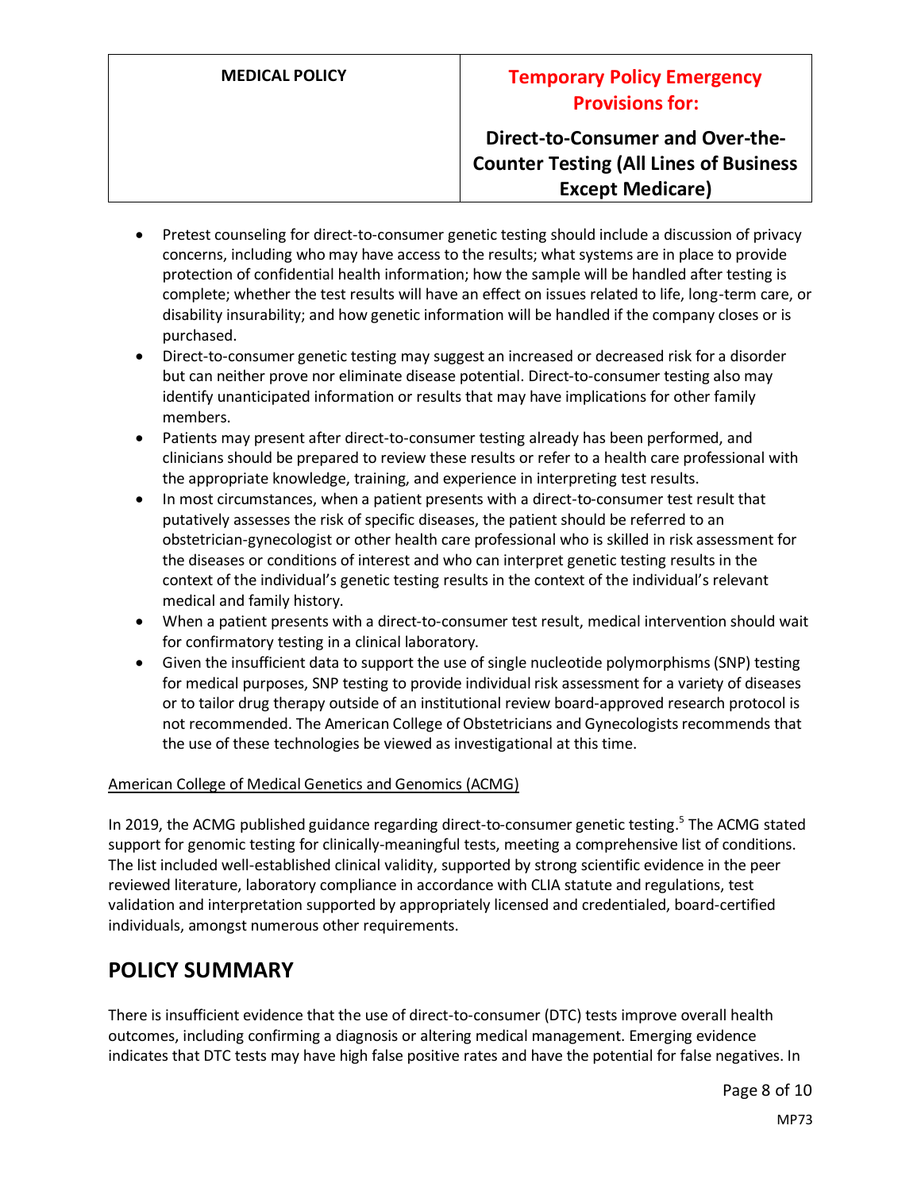- Pretest counseling for direct-to-consumer genetic testing should include a discussion of privacy concerns, including who may have access to the results; what systems are in place to provide protection of confidential health information; how the sample will be handled after testing is complete; whether the test results will have an effect on issues related to life, long-term care, or disability insurability; and how genetic information will be handled if the company closes or is purchased.
- Direct-to-consumer genetic testing may suggest an increased or decreased risk for a disorder but can neither prove nor eliminate disease potential. Direct-to-consumer testing also may identify unanticipated information or results that may have implications for other family members.
- Patients may present after direct-to-consumer testing already has been performed, and clinicians should be prepared to review these results or refer to a health care professional with the appropriate knowledge, training, and experience in interpreting test results.
- In most circumstances, when a patient presents with a direct-to-consumer test result that putatively assesses the risk of specific diseases, the patient should be referred to an obstetrician-gynecologist or other health care professional who is skilled in risk assessment for the diseases or conditions of interest and who can interpret genetic testing results in the context of the individual's genetic testing results in the context of the individual's relevant medical and family history.
- When a patient presents with a direct-to-consumer test result, medical intervention should wait for confirmatory testing in a clinical laboratory.
- Given the insufficient data to support the use of single nucleotide polymorphisms (SNP) testing for medical purposes, SNP testing to provide individual risk assessment for a variety of diseases or to tailor drug therapy outside of an institutional review board-approved research protocol is not recommended. The American College of Obstetricians and Gynecologists recommends that the use of these technologies be viewed as investigational at this time.

American College of Medical Genetics and Genomics (ACMG)

In 2019, the ACMG published guidance regarding direct-to-consumer genetic testing.[5] The ACMG stated support for genomic testing for clinically-meaningful tests, meeting a comprehensive list of conditions. The list included well-established clinical validity, supported by strong scientific evidence in the peer reviewed literature, laboratory compliance in accordance with CLIA statute and regulations, test validation and interpretation supported by appropriately licensed and credentialed, board-certified individuals, amongst numerous other requirements.

## POLICY SUMMARY

There is insufficient evidence that the use of direct-to-consumer (DTC) tests improve overall health outcomes, including confirming a diagnosis or altering medical management. Emerging evidence indicates that DTC tests may have high false positive rates and have the potential for false negatives. In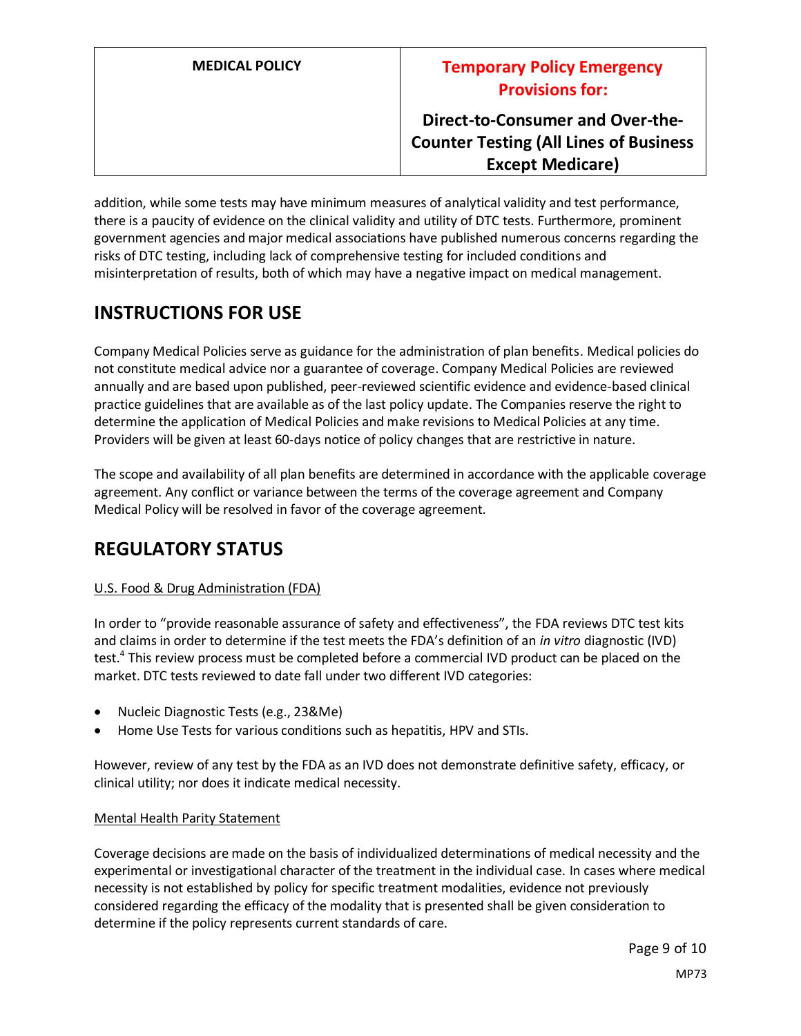addition, while some tests may have minimum measures of analytical validity and test performance, there is a paucity of evidence on the clinical validity and utility of DTC tests. Furthermore, prominent government agencies and major medical associations have published numerous concerns regarding the risks of DTC testing, including lack of comprehensive testing for included conditions and misinterpretation of results, both of which may have a negative impact on medical management.

## INSTRUCTIONS FOR USE

Company Medical Policies serve as guidance for the administration of plan benefits. Medical policies do not constitute medical advice nor a guarantee of coverage. Company Medical Policies are reviewed annually and are based upon published, peer-reviewed scientific evidence and evidence-based clinical practice guidelines that are available as of the last policy update. The Companies reserve the right to determine the application of Medical Policies and make revisions to Medical Policies at any time. Providers will be given at least 60-days notice of policy changes that are restrictive in nature.

The scope and availability of all plan benefits are determined in accordance with the applicable coverage agreement. Any conflict or variance between the terms of the coverage agreement and Company Medical Policy will be resolved in favor of the coverage agreement.

## REGULATORY STATUS

U.S. Food & Drug Administration (FDA)

In order to "provide reasonable assurance of safety and effectiveness", the FDA reviews DTC test kits and claims in order to determine if the test meets the FDA's definition of an *in vitro* diagnostic (IVD) test.[4] This review process must be completed before a commercial IVD product can be placed on the market. DTC tests reviewed to date fall under two different IVD categories:

- Nucleic Diagnostic Tests (e.g., 23&Me)
- Home Use Tests for various conditions such as hepatitis, HPV and STIs.

However, review of any test by the FDA as an IVD does not demonstrate definitive safety, efficacy, or clinical utility; nor does it indicate medical necessity.

Mental Health Parity Statement

Coverage decisions are made on the basis of individualized determinations of medical necessity and the experimental or investigational character of the treatment in the individual case. In cases where medical necessity is not established by policy for specific treatment modalities, evidence not previously considered regarding the efficacy of the modality that is presented shall be given consideration to determine if the policy represents current standards of care.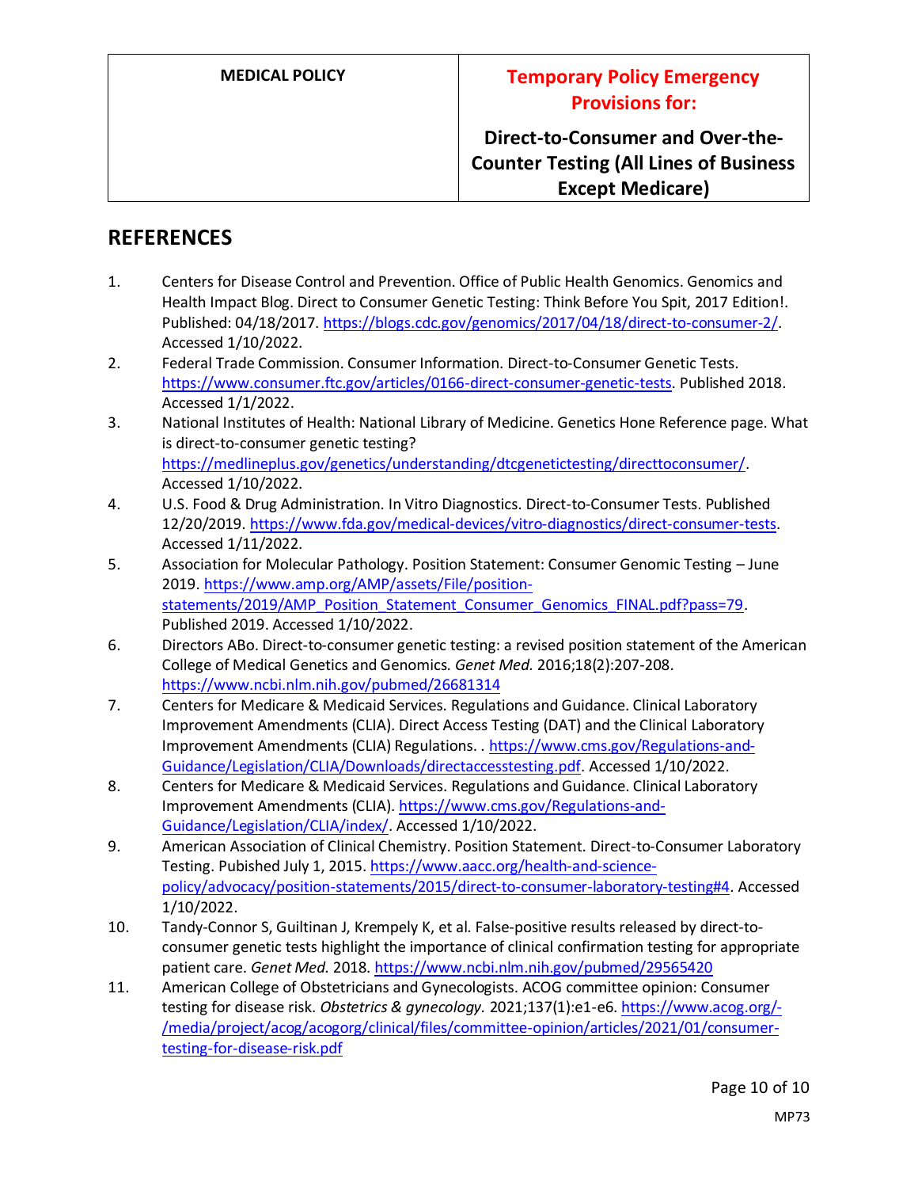## REFERENCES

1. Centers for Disease Control and Prevention. Office of Public Health Genomics. Genomics and Health Impact Blog. Direct to Consumer Genetic Testing: Think Before You Spit, 2017 Edition!. Published: 04/18/2017. https://blogs.cdc.gov/genomics/2017/04/18/direct-to-consumer-2/. Accessed 1/10/2022.
2. Federal Trade Commission. Consumer Information. Direct-to-Consumer Genetic Tests. https://www.consumer.ftc.gov/articles/0166-direct-consumer-genetic-tests. Published 2018. Accessed 1/1/2022.
3. National Institutes of Health: National Library of Medicine. Genetics Hone Reference page. What is direct-to-consumer genetic testing? https://medlineplus.gov/genetics/understanding/dtcgenetictesting/directtoconsumer/. Accessed 1/10/2022.
4. U.S. Food & Drug Administration. In Vitro Diagnostics. Direct-to-Consumer Tests. Published 12/20/2019. https://www.fda.gov/medical-devices/vitro-diagnostics/direct-consumer-tests. Accessed 1/11/2022.
5. Association for Molecular Pathology. Position Statement: Consumer Genomic Testing – June 2019. https://www.amp.org/AMP/assets/File/position-statements/2019/AMP_Position_Statement_Consumer_Genomics_FINAL.pdf?pass=79. Published 2019. Accessed 1/10/2022.
6. Directors ABo. Direct-to-consumer genetic testing: a revised position statement of the American College of Medical Genetics and Genomics. *Genet Med.* 2016;18(2):207-208. https://www.ncbi.nlm.nih.gov/pubmed/26681314
7. Centers for Medicare & Medicaid Services. Regulations and Guidance. Clinical Laboratory Improvement Amendments (CLIA). Direct Access Testing (DAT) and the Clinical Laboratory Improvement Amendments (CLIA) Regulations. . https://www.cms.gov/Regulations-and-Guidance/Legislation/CLIA/Downloads/directaccesstesting.pdf. Accessed 1/10/2022.
8. Centers for Medicare & Medicaid Services. Regulations and Guidance. Clinical Laboratory Improvement Amendments (CLIA). https://www.cms.gov/Regulations-and-Guidance/Legislation/CLIA/index/. Accessed 1/10/2022.
9. American Association of Clinical Chemistry. Position Statement. Direct-to-Consumer Laboratory Testing. Published July 1, 2015. https://www.aacc.org/health-and-science-policy/advocacy/position-statements/2015/direct-to-consumer-laboratory-testing#4. Accessed 1/10/2022.
10. Tandy-Connor S, Guiltinan J, Krempely K, et al. False-positive results released by direct-to-consumer genetic tests highlight the importance of clinical confirmation testing for appropriate patient care. *Genet Med.* 2018. https://www.ncbi.nlm.nih.gov/pubmed/29565420
11. American College of Obstetricians and Gynecologists. ACOG committee opinion: Consumer testing for disease risk. *Obstetrics & gynecology.* 2021;137(1):e1-e6. https://www.acog.org/-/media/project/acog/acogorg/clinical/files/committee-opinion/articles/2021/01/consumer-testing-for-disease-risk.pdf